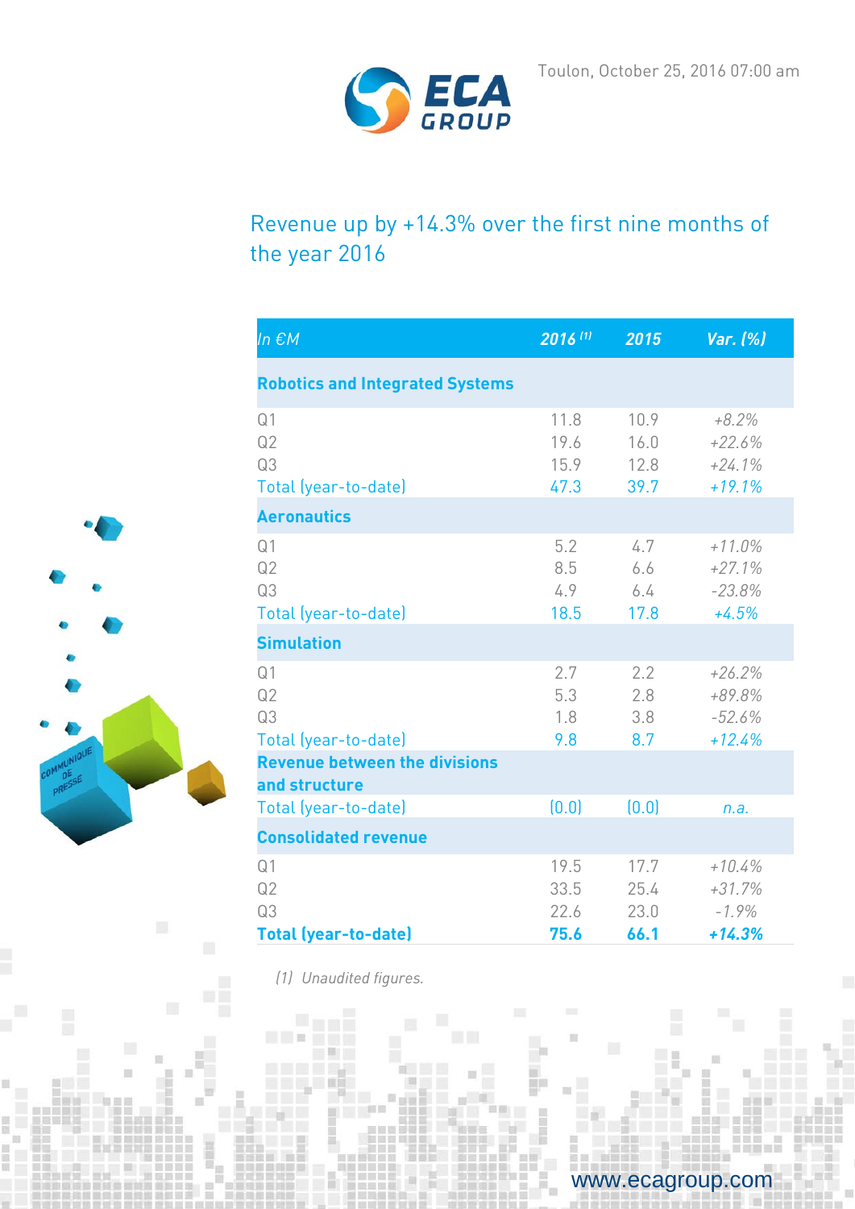Toulon, October 25, 2016 07:00 am

# Revenue up by +14.3% over the first nine months of the year 2016

| In €M | 2016 (1) | 2015 | Var. (%) |
|---|---|---|---|
| **Robotics and Integrated Systems** | | | |
| Q1 | 11.8 | 10.9 | +8.2% |
| Q2 | 19.6 | 16.0 | +22.6% |
| Q3 | 15.9 | 12.8 | +24.1% |
| Total (year-to-date) | 47.3 | 39.7 | +19.1% |
| **Aeronautics** | | | |
| Q1 | 5.2 | 4.7 | +11.0% |
| Q2 | 8.5 | 6.6 | +27.1% |
| Q3 | 4.9 | 6.4 | -23.8% |
| Total (year-to-date) | 18.5 | 17.8 | +4.5% |
| **Simulation** | | | |
| Q1 | 2.7 | 2.2 | +26.2% |
| Q2 | 5.3 | 2.8 | +89.8% |
| Q3 | 1.8 | 3.8 | -52.6% |
| Total (year-to-date) | 9.8 | 8.7 | +12.4% |
| **Revenue between the divisions and structure** | | | |
| Total (year-to-date) | (0.0) | (0.0) | n.a. |
| **Consolidated revenue** | | | |
| Q1 | 19.5 | 17.7 | +10.4% |
| Q2 | 33.5 | 25.4 | +31.7% |
| Q3 | 22.6 | 23.0 | -1.9% |
| **Total (year-to-date)** | **75.6** | **66.1** | **+14.3%** |

*(1) Unaudited figures.*

www.ecagroup.com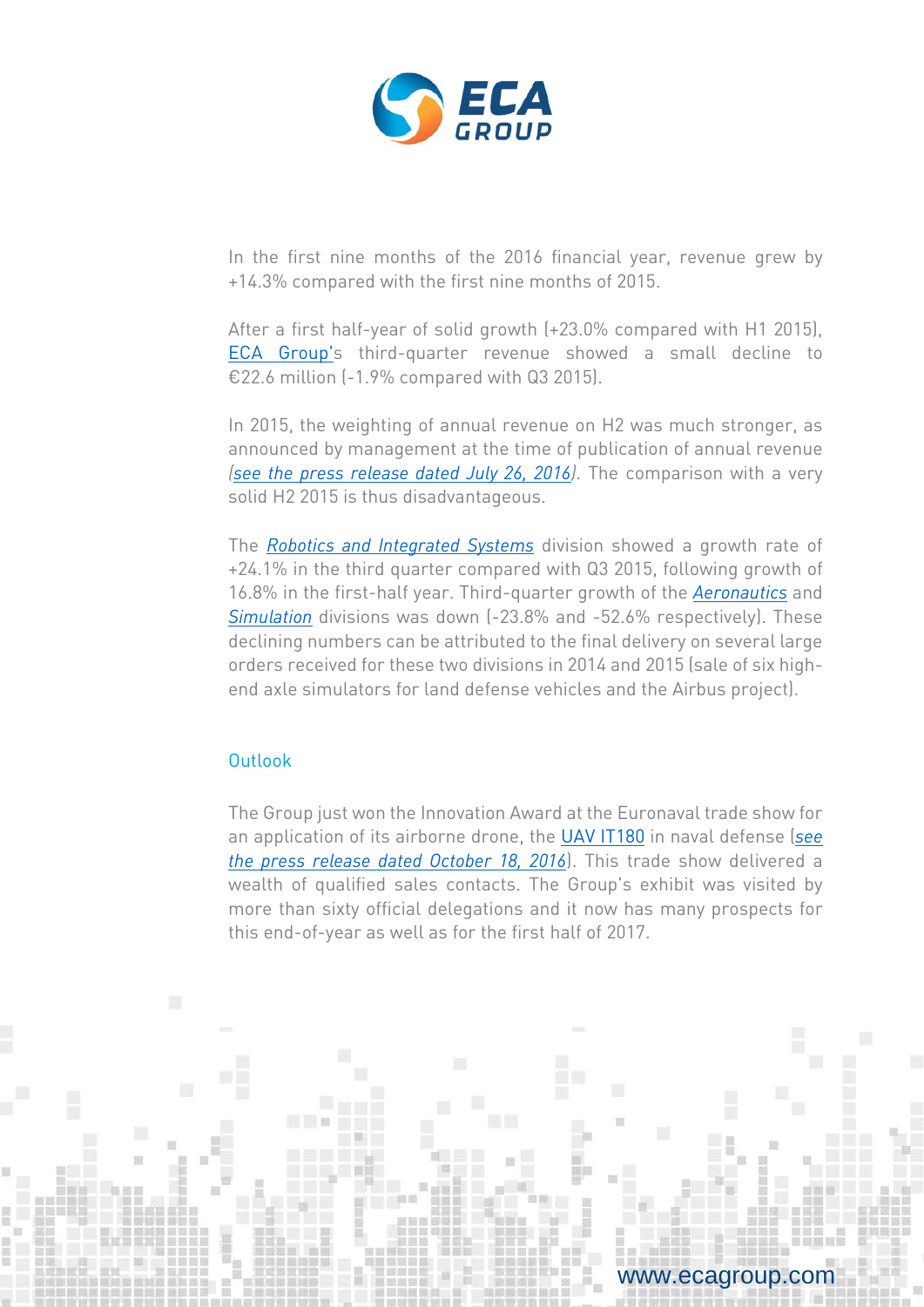In the first nine months of the 2016 financial year, revenue grew by +14.3% compared with the first nine months of 2015.

After a first half-year of solid growth (+23.0% compared with H1 2015), ECA Group's third-quarter revenue showed a small decline to €22.6 million (-1.9% compared with Q3 2015).

In 2015, the weighting of annual revenue on H2 was much stronger, as announced by management at the time of publication of annual revenue *(see the press release dated July 26, 2016)*. The comparison with a very solid H2 2015 is thus disadvantageous.

The *Robotics and Integrated Systems* division showed a growth rate of +24.1% in the third quarter compared with Q3 2015, following growth of 16.8% in the first-half year. Third-quarter growth of the *Aeronautics* and *Simulation* divisions was down (-23.8% and -52.6% respectively). These declining numbers can be attributed to the final delivery on several large orders received for these two divisions in 2014 and 2015 (sale of six high-end axle simulators for land defense vehicles and the Airbus project).

## Outlook

The Group just won the Innovation Award at the Euronaval trade show for an application of its airborne drone, the UAV IT180 in naval defense (*see the press release dated October 18, 2016*). This trade show delivered a wealth of qualified sales contacts. The Group's exhibit was visited by more than sixty official delegations and it now has many prospects for this end-of-year as well as for the first half of 2017.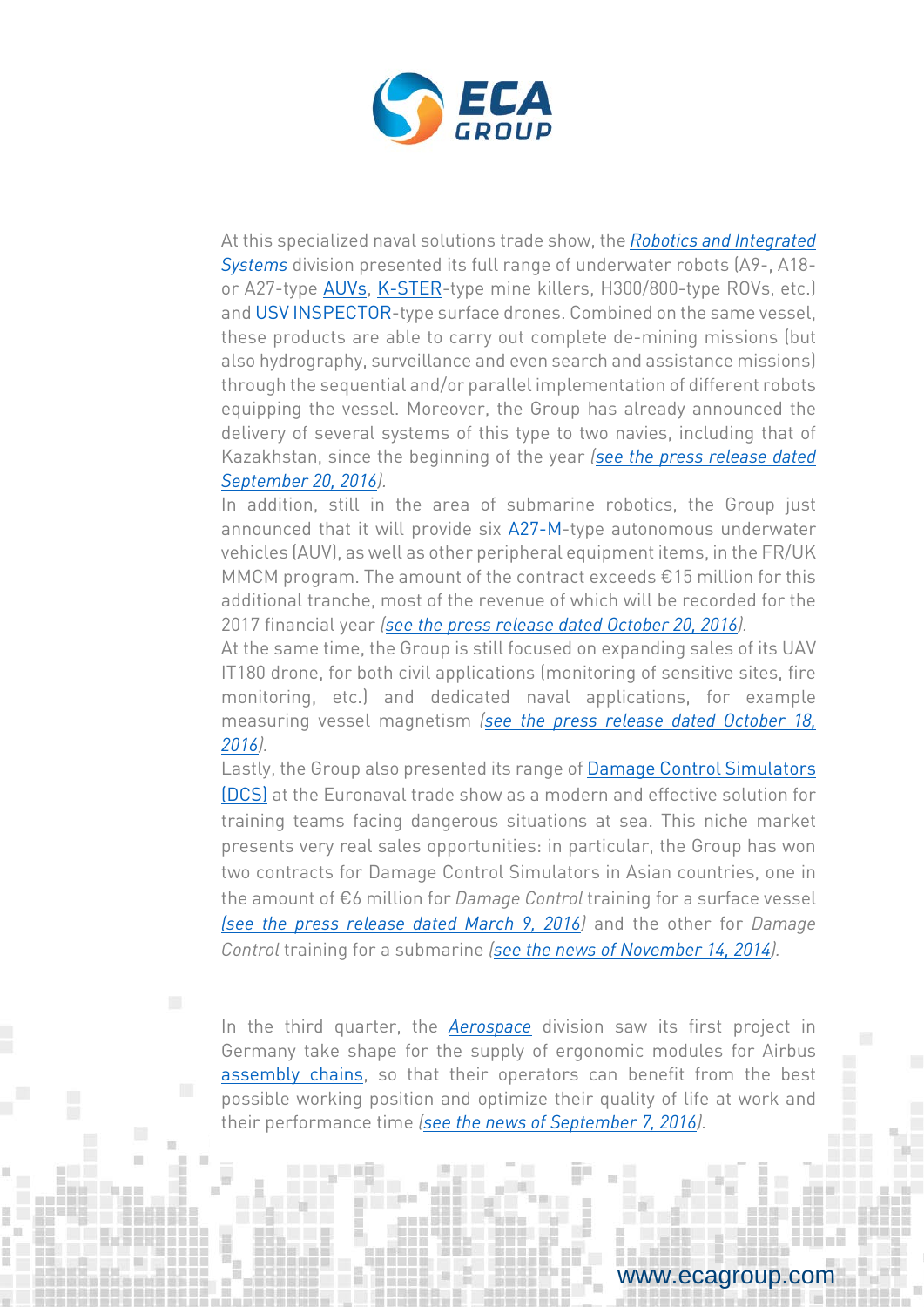At this specialized naval solutions trade show, the *Robotics and Integrated Systems* division presented its full range of underwater robots (A9-, A18- or A27-type AUVs, K-STER-type mine killers, H300/800-type ROVs, etc.) and USV INSPECTOR-type surface drones. Combined on the same vessel, these products are able to carry out complete de-mining missions (but also hydrography, surveillance and even search and assistance missions) through the sequential and/or parallel implementation of different robots equipping the vessel. Moreover, the Group has already announced the delivery of several systems of this type to two navies, including that of Kazakhstan, since the beginning of the year *(see the press release dated September 20, 2016)*.

In addition, still in the area of submarine robotics, the Group just announced that it will provide six A27-M-type autonomous underwater vehicles (AUV), as well as other peripheral equipment items, in the FR/UK MMCM program. The amount of the contract exceeds €15 million for this additional tranche, most of the revenue of which will be recorded for the 2017 financial year *(see the press release dated October 20, 2016)*.

At the same time, the Group is still focused on expanding sales of its UAV IT180 drone, for both civil applications (monitoring of sensitive sites, fire monitoring, etc.) and dedicated naval applications, for example measuring vessel magnetism *(see the press release dated October 18, 2016)*.

Lastly, the Group also presented its range of Damage Control Simulators (DCS) at the Euronaval trade show as a modern and effective solution for training teams facing dangerous situations at sea. This niche market presents very real sales opportunities: in particular, the Group has won two contracts for Damage Control Simulators in Asian countries, one in the amount of €6 million for *Damage Control* training for a surface vessel *(see the press release dated March 9, 2016)* and the other for *Damage Control* training for a submarine *(see the news of November 14, 2014)*.

In the third quarter, the *Aerospace* division saw its first project in Germany take shape for the supply of ergonomic modules for Airbus assembly chains, so that their operators can benefit from the best possible working position and optimize their quality of life at work and their performance time *(see the news of September 7, 2016)*.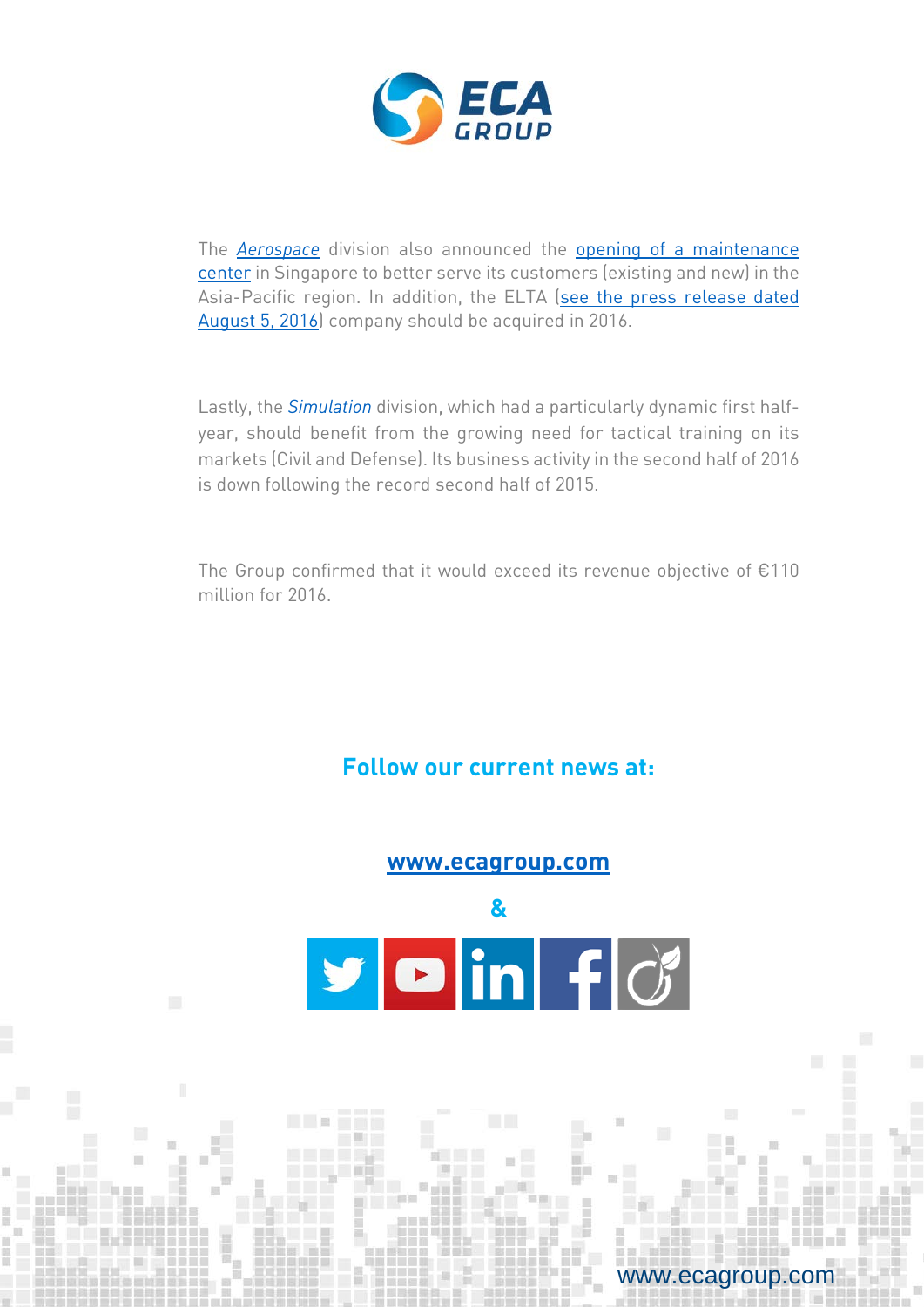The *Aerospace* division also announced the opening of a maintenance center in Singapore to better serve its customers (existing and new) in the Asia-Pacific region. In addition, the ELTA (see the press release dated August 5, 2016) company should be acquired in 2016.

Lastly, the *Simulation* division, which had a particularly dynamic first half-year, should benefit from the growing need for tactical training on its markets (Civil and Defense). Its business activity in the second half of 2016 is down following the record second half of 2015.

The Group confirmed that it would exceed its revenue objective of €110 million for 2016.

**Follow our current news at:**

**www.ecagroup.com**

**&**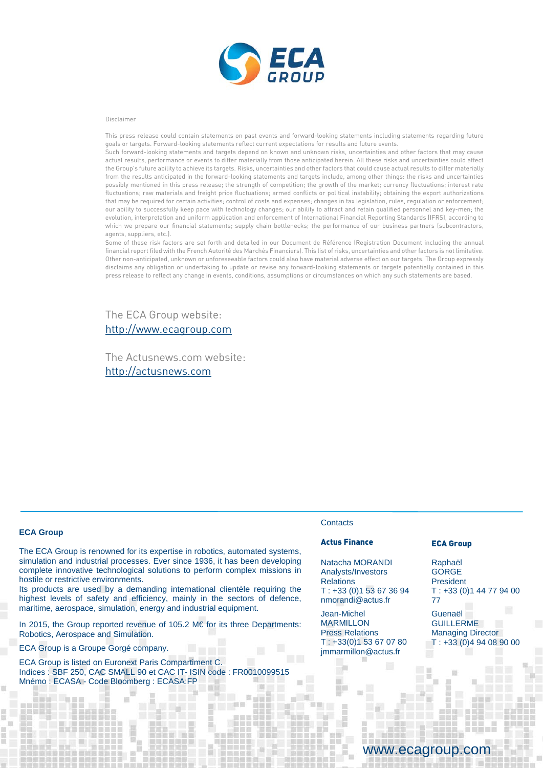Disclaimer

This press release could contain statements on past events and forward-looking statements including statements regarding future goals or targets. Forward-looking statements reflect current expectations for results and future events.
Such forward-looking statements and targets depend on known and unknown risks, uncertainties and other factors that may cause actual results, performance or events to differ materially from those anticipated herein. All these risks and uncertainties could affect the Group's future ability to achieve its targets. Risks, uncertainties and other factors that could cause actual results to differ materially from the results anticipated in the forward-looking statements and targets include, among other things: the risks and uncertainties possibly mentioned in this press release; the strength of competition; the growth of the market; currency fluctuations; interest rate fluctuations; raw materials and freight price fluctuations; armed conflicts or political instability; obtaining the export authorizations that may be required for certain activities; control of costs and expenses; changes in tax legislation, rules, regulation or enforcement; our ability to successfully keep pace with technology changes; our ability to attract and retain qualified personnel and key-men; the evolution, interpretation and uniform application and enforcement of International Financial Reporting Standards (IFRS), according to which we prepare our financial statements; supply chain bottlenecks; the performance of our business partners (subcontractors, agents, suppliers, etc.).
Some of these risk factors are set forth and detailed in our Document de Référence (Registration Document including the annual financial report filed with the French Autorité des Marchés Financiers). This list of risks, uncertainties and other factors is not limitative. Other non-anticipated, unknown or unforeseeable factors could also have material adverse effect on our targets. The Group expressly disclaims any obligation or undertaking to update or revise any forward-looking statements or targets potentially contained in this press release to reflect any change in events, conditions, assumptions or circumstances on which any such statements are based.

The ECA Group website:
http://www.ecagroup.com

The Actusnews.com website:
http://actusnews.com

**ECA Group**

The ECA Group is renowned for its expertise in robotics, automated systems, simulation and industrial processes. Ever since 1936, it has been developing complete innovative technological solutions to perform complex missions in hostile or restrictive environments.
Its products are used by a demanding international clientèle requiring the highest levels of safety and efficiency, mainly in the sectors of defence, maritime, aerospace, simulation, energy and industrial equipment.

In 2015, the Group reported revenue of 105.2 M€ for its three Departments: Robotics, Aerospace and Simulation.

ECA Group is a Groupe Gorgé company.

ECA Group is listed on Euronext Paris Compartiment C.
Indices : SBF 250, CAC SMALL 90 et CAC IT- ISIN code : FR0010099515
Mnémo : ECASA - Code Bloomberg : ECASA:FP

Contacts

**Actus Finance**

Natacha MORANDI
Analysts/Investors Relations
T : +33 (0)1 53 67 36 94
nmorandi@actus.fr

Jean-Michel MARMILLON
Press Relations
T : +33(0)1 53 67 07 80
jmmarmillon@actus.fr

**ECA Group**

Raphaël GORGE
President
T : +33 (0)1 44 77 94 00 77

Guenaël GUILLERME
Managing Director
T : +33 (0)4 94 08 90 00

www.ecagroup.com